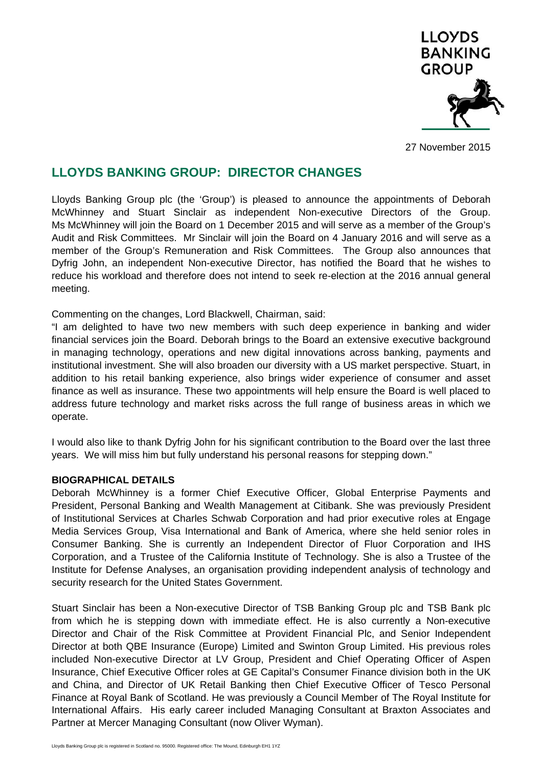27 November 2015

# LLOYDS BANKING GROUP: DIRECTOR CHANGES

Lloyds Banking Group plc (the 'Group') is pleased to announce the appointments of Deborah McWhinney and Stuart Sinclair as independent Non-executive Directors of the Group. Ms McWhinney will join the Board on 1 December 2015 and will serve as a member of the Group's Audit and Risk Committees. Mr Sinclair will join the Board on 4 January 2016 and will serve as a member of the Group's Remuneration and Risk Committees. The Group also announces that Dyfrig John, an independent Non-executive Director, has notified the Board that he wishes to reduce his workload and therefore does not intend to seek re-election at the 2016 annual general meeting.

Commenting on the changes, Lord Blackwell, Chairman, said:

"I am delighted to have two new members with such deep experience in banking and wider financial services join the Board. Deborah brings to the Board an extensive executive background in managing technology, operations and new digital innovations across banking, payments and institutional investment. She will also broaden our diversity with a US market perspective. Stuart, in addition to his retail banking experience, also brings wider experience of consumer and asset finance as well as insurance. These two appointments will help ensure the Board is well placed to address future technology and market risks across the full range of business areas in which we operate.

I would also like to thank Dyfrig John for his significant contribution to the Board over the last three years. We will miss him but fully understand his personal reasons for stepping down."

**BIOGRAPHICAL DETAILS**

Deborah McWhinney is a former Chief Executive Officer, Global Enterprise Payments and President, Personal Banking and Wealth Management at Citibank. She was previously President of Institutional Services at Charles Schwab Corporation and had prior executive roles at Engage Media Services Group, Visa International and Bank of America, where she held senior roles in Consumer Banking. She is currently an Independent Director of Fluor Corporation and IHS Corporation, and a Trustee of the California Institute of Technology. She is also a Trustee of the Institute for Defense Analyses, an organisation providing independent analysis of technology and security research for the United States Government.

Stuart Sinclair has been a Non-executive Director of TSB Banking Group plc and TSB Bank plc from which he is stepping down with immediate effect. He is also currently a Non-executive Director and Chair of the Risk Committee at Provident Financial Plc, and Senior Independent Director at both QBE Insurance (Europe) Limited and Swinton Group Limited. His previous roles included Non-executive Director at LV Group, President and Chief Operating Officer of Aspen Insurance, Chief Executive Officer roles at GE Capital's Consumer Finance division both in the UK and China, and Director of UK Retail Banking then Chief Executive Officer of Tesco Personal Finance at Royal Bank of Scotland. He was previously a Council Member of The Royal Institute for International Affairs. His early career included Managing Consultant at Braxton Associates and Partner at Mercer Managing Consultant (now Oliver Wyman).

Lloyds Banking Group plc is registered in Scotland no. 95000. Registered office: The Mound, Edinburgh EH1 1YZ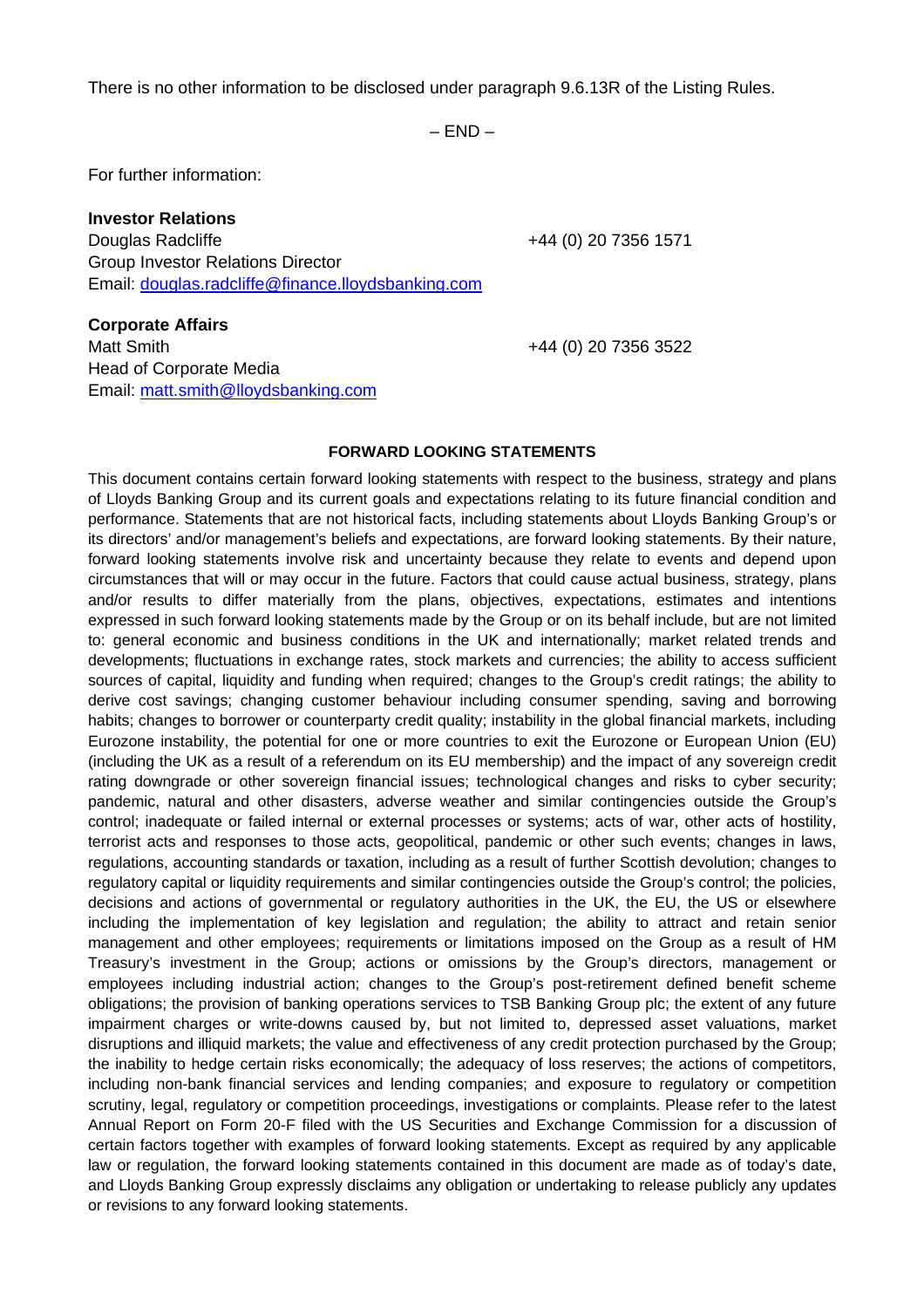There is no other information to be disclosed under paragraph 9.6.13R of the Listing Rules.

– END –

For further information:

**Investor Relations**
Douglas Radcliffe +44 (0) 20 7356 1571
Group Investor Relations Director
Email: douglas.radcliffe@finance.lloydsbanking.com

**Corporate Affairs**
Matt Smith +44 (0) 20 7356 3522
Head of Corporate Media
Email: matt.smith@lloydsbanking.com

**FORWARD LOOKING STATEMENTS**

This document contains certain forward looking statements with respect to the business, strategy and plans of Lloyds Banking Group and its current goals and expectations relating to its future financial condition and performance. Statements that are not historical facts, including statements about Lloyds Banking Group's or its directors' and/or management's beliefs and expectations, are forward looking statements. By their nature, forward looking statements involve risk and uncertainty because they relate to events and depend upon circumstances that will or may occur in the future. Factors that could cause actual business, strategy, plans and/or results to differ materially from the plans, objectives, expectations, estimates and intentions expressed in such forward looking statements made by the Group or on its behalf include, but are not limited to: general economic and business conditions in the UK and internationally; market related trends and developments; fluctuations in exchange rates, stock markets and currencies; the ability to access sufficient sources of capital, liquidity and funding when required; changes to the Group's credit ratings; the ability to derive cost savings; changing customer behaviour including consumer spending, saving and borrowing habits; changes to borrower or counterparty credit quality; instability in the global financial markets, including Eurozone instability, the potential for one or more countries to exit the Eurozone or European Union (EU) (including the UK as a result of a referendum on its EU membership) and the impact of any sovereign credit rating downgrade or other sovereign financial issues; technological changes and risks to cyber security; pandemic, natural and other disasters, adverse weather and similar contingencies outside the Group's control; inadequate or failed internal or external processes or systems; acts of war, other acts of hostility, terrorist acts and responses to those acts, geopolitical, pandemic or other such events; changes in laws, regulations, accounting standards or taxation, including as a result of further Scottish devolution; changes to regulatory capital or liquidity requirements and similar contingencies outside the Group's control; the policies, decisions and actions of governmental or regulatory authorities in the UK, the EU, the US or elsewhere including the implementation of key legislation and regulation; the ability to attract and retain senior management and other employees; requirements or limitations imposed on the Group as a result of HM Treasury's investment in the Group; actions or omissions by the Group's directors, management or employees including industrial action; changes to the Group's post-retirement defined benefit scheme obligations; the provision of banking operations services to TSB Banking Group plc; the extent of any future impairment charges or write-downs caused by, but not limited to, depressed asset valuations, market disruptions and illiquid markets; the value and effectiveness of any credit protection purchased by the Group; the inability to hedge certain risks economically; the adequacy of loss reserves; the actions of competitors, including non-bank financial services and lending companies; and exposure to regulatory or competition scrutiny, legal, regulatory or competition proceedings, investigations or complaints. Please refer to the latest Annual Report on Form 20-F filed with the US Securities and Exchange Commission for a discussion of certain factors together with examples of forward looking statements. Except as required by any applicable law or regulation, the forward looking statements contained in this document are made as of today's date, and Lloyds Banking Group expressly disclaims any obligation or undertaking to release publicly any updates or revisions to any forward looking statements.